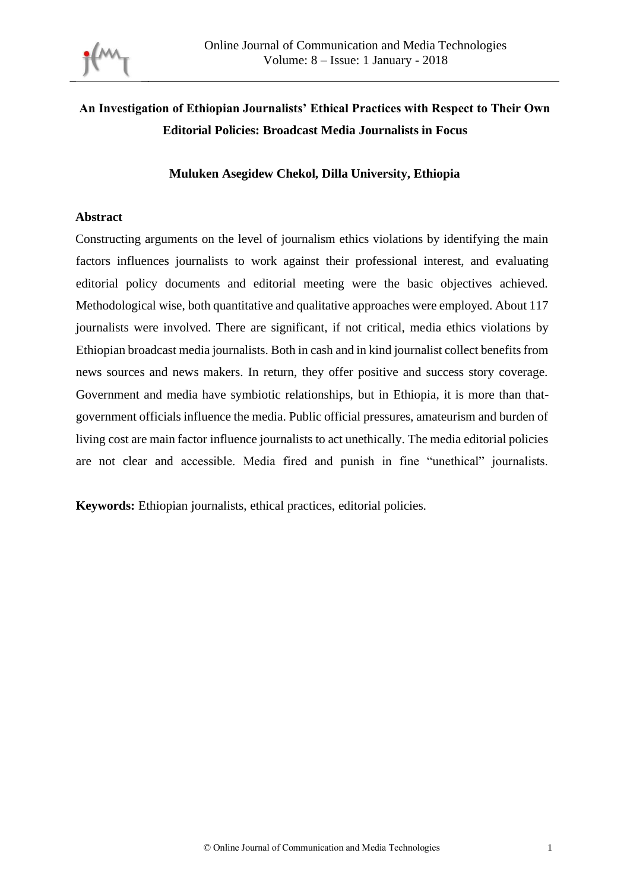# An Investigation of Ethiopian Journalists' Ethical Practices with Respect to Their Own Editorial Policies: Broadcast Media Journalists in Focus

**Muluken Asegidew Chekol, Dilla University, Ethiopia**

## Abstract

Constructing arguments on the level of journalism ethics violations by identifying the main factors influences journalists to work against their professional interest, and evaluating editorial policy documents and editorial meeting were the basic objectives achieved. Methodological wise, both quantitative and qualitative approaches were employed. About 117 journalists were involved. There are significant, if not critical, media ethics violations by Ethiopian broadcast media journalists. Both in cash and in kind journalist collect benefits from news sources and news makers. In return, they offer positive and success story coverage. Government and media have symbiotic relationships, but in Ethiopia, it is more than that-government officials influence the media. Public official pressures, amateurism and burden of living cost are main factor influence journalists to act unethically. The media editorial policies are not clear and accessible. Media fired and punish in fine "unethical" journalists.

**Keywords:** Ethiopian journalists, ethical practices, editorial policies.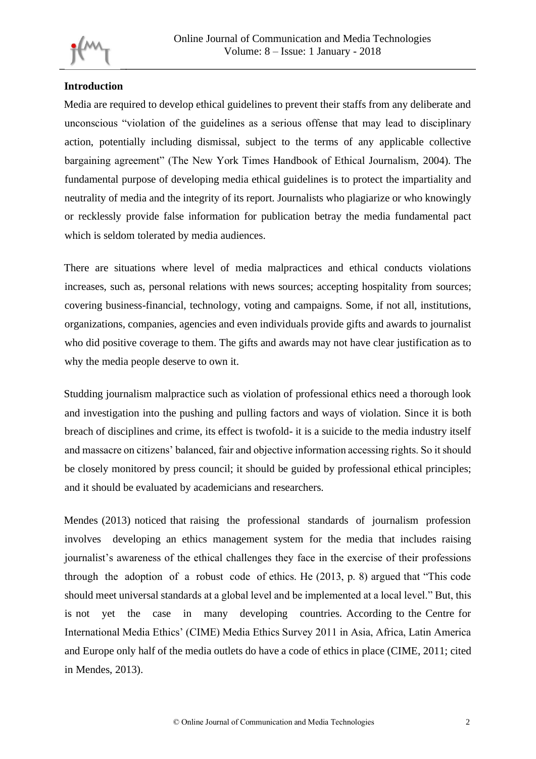**Introduction**

Media are required to develop ethical guidelines to prevent their staffs from any deliberate and unconscious "violation of the guidelines as a serious offense that may lead to disciplinary action, potentially including dismissal, subject to the terms of any applicable collective bargaining agreement" (The New York Times Handbook of Ethical Journalism, 2004). The fundamental purpose of developing media ethical guidelines is to protect the impartiality and neutrality of media and the integrity of its report. Journalists who plagiarize or who knowingly or recklessly provide false information for publication betray the media fundamental pact which is seldom tolerated by media audiences.

There are situations where level of media malpractices and ethical conducts violations increases, such as, personal relations with news sources; accepting hospitality from sources; covering business-financial, technology, voting and campaigns. Some, if not all, institutions, organizations, companies, agencies and even individuals provide gifts and awards to journalist who did positive coverage to them. The gifts and awards may not have clear justification as to why the media people deserve to own it.

Studding journalism malpractice such as violation of professional ethics need a thorough look and investigation into the pushing and pulling factors and ways of violation. Since it is both breach of disciplines and crime, its effect is twofold- it is a suicide to the media industry itself and massacre on citizens' balanced, fair and objective information accessing rights. So it should be closely monitored by press council; it should be guided by professional ethical principles; and it should be evaluated by academicians and researchers.

Mendes (2013) noticed that raising the professional standards of journalism profession involves developing an ethics management system for the media that includes raising journalist's awareness of the ethical challenges they face in the exercise of their professions through the adoption of a robust code of ethics. He (2013, p. 8) argued that "This code should meet universal standards at a global level and be implemented at a local level." But, this is not yet the case in many developing countries. According to the Centre for International Media Ethics' (CIME) Media Ethics Survey 2011 in Asia, Africa, Latin America and Europe only half of the media outlets do have a code of ethics in place (CIME, 2011; cited in Mendes, 2013).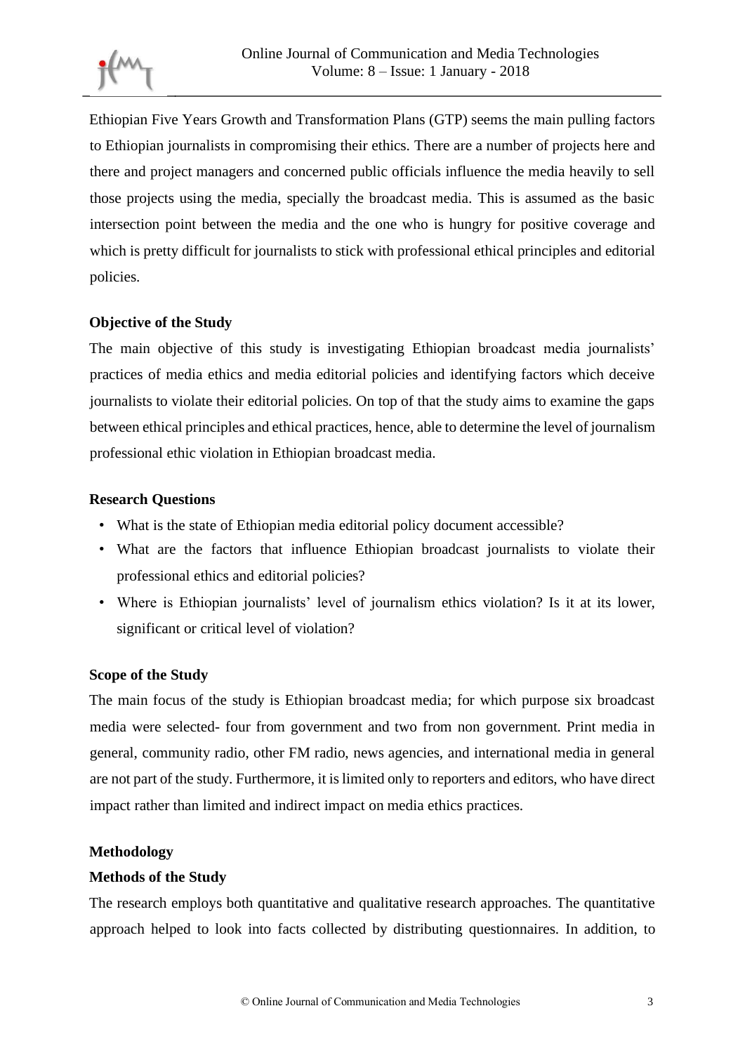Ethiopian Five Years Growth and Transformation Plans (GTP) seems the main pulling factors to Ethiopian journalists in compromising their ethics. There are a number of projects here and there and project managers and concerned public officials influence the media heavily to sell those projects using the media, specially the broadcast media. This is assumed as the basic intersection point between the media and the one who is hungry for positive coverage and which is pretty difficult for journalists to stick with professional ethical principles and editorial policies.

### Objective of the Study

The main objective of this study is investigating Ethiopian broadcast media journalists' practices of media ethics and media editorial policies and identifying factors which deceive journalists to violate their editorial policies. On top of that the study aims to examine the gaps between ethical principles and ethical practices, hence, able to determine the level of journalism professional ethic violation in Ethiopian broadcast media.

### Research Questions

- What is the state of Ethiopian media editorial policy document accessible?
- What are the factors that influence Ethiopian broadcast journalists to violate their professional ethics and editorial policies?
- Where is Ethiopian journalists' level of journalism ethics violation? Is it at its lower, significant or critical level of violation?

### Scope of the Study

The main focus of the study is Ethiopian broadcast media; for which purpose six broadcast media were selected- four from government and two from non government. Print media in general, community radio, other FM radio, news agencies, and international media in general are not part of the study. Furthermore, it is limited only to reporters and editors, who have direct impact rather than limited and indirect impact on media ethics practices.

## Methodology

### Methods of the Study

The research employs both quantitative and qualitative research approaches. The quantitative approach helped to look into facts collected by distributing questionnaires. In addition, to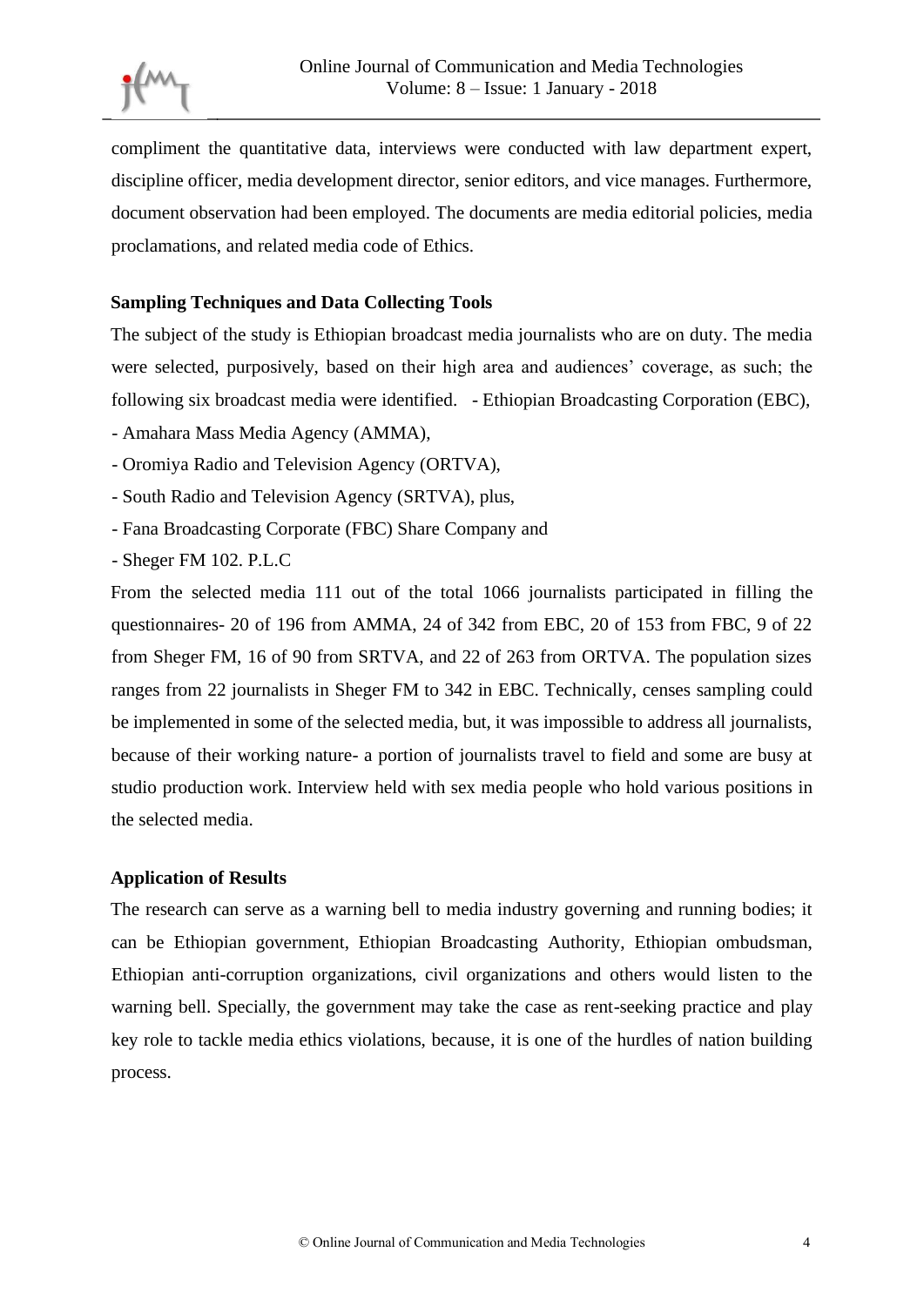compliment the quantitative data, interviews were conducted with law department expert, discipline officer, media development director, senior editors, and vice manages. Furthermore, document observation had been employed. The documents are media editorial policies, media proclamations, and related media code of Ethics.

**Sampling Techniques and Data Collecting Tools**

The subject of the study is Ethiopian broadcast media journalists who are on duty. The media were selected, purposively, based on their high area and audiences' coverage, as such; the following six broadcast media were identified. - Ethiopian Broadcasting Corporation (EBC),

- Amahara Mass Media Agency (AMMA),
- Oromiya Radio and Television Agency (ORTVA),
- South Radio and Television Agency (SRTVA), plus,
- Fana Broadcasting Corporate (FBC) Share Company and
- Sheger FM 102. P.L.C

From the selected media 111 out of the total 1066 journalists participated in filling the questionnaires- 20 of 196 from AMMA, 24 of 342 from EBC, 20 of 153 from FBC, 9 of 22 from Sheger FM, 16 of 90 from SRTVA, and 22 of 263 from ORTVA. The population sizes ranges from 22 journalists in Sheger FM to 342 in EBC. Technically, censes sampling could be implemented in some of the selected media, but, it was impossible to address all journalists, because of their working nature- a portion of journalists travel to field and some are busy at studio production work. Interview held with sex media people who hold various positions in the selected media.

**Application of Results**

The research can serve as a warning bell to media industry governing and running bodies; it can be Ethiopian government, Ethiopian Broadcasting Authority, Ethiopian ombudsman, Ethiopian anti-corruption organizations, civil organizations and others would listen to the warning bell. Specially, the government may take the case as rent-seeking practice and play key role to tackle media ethics violations, because, it is one of the hurdles of nation building process.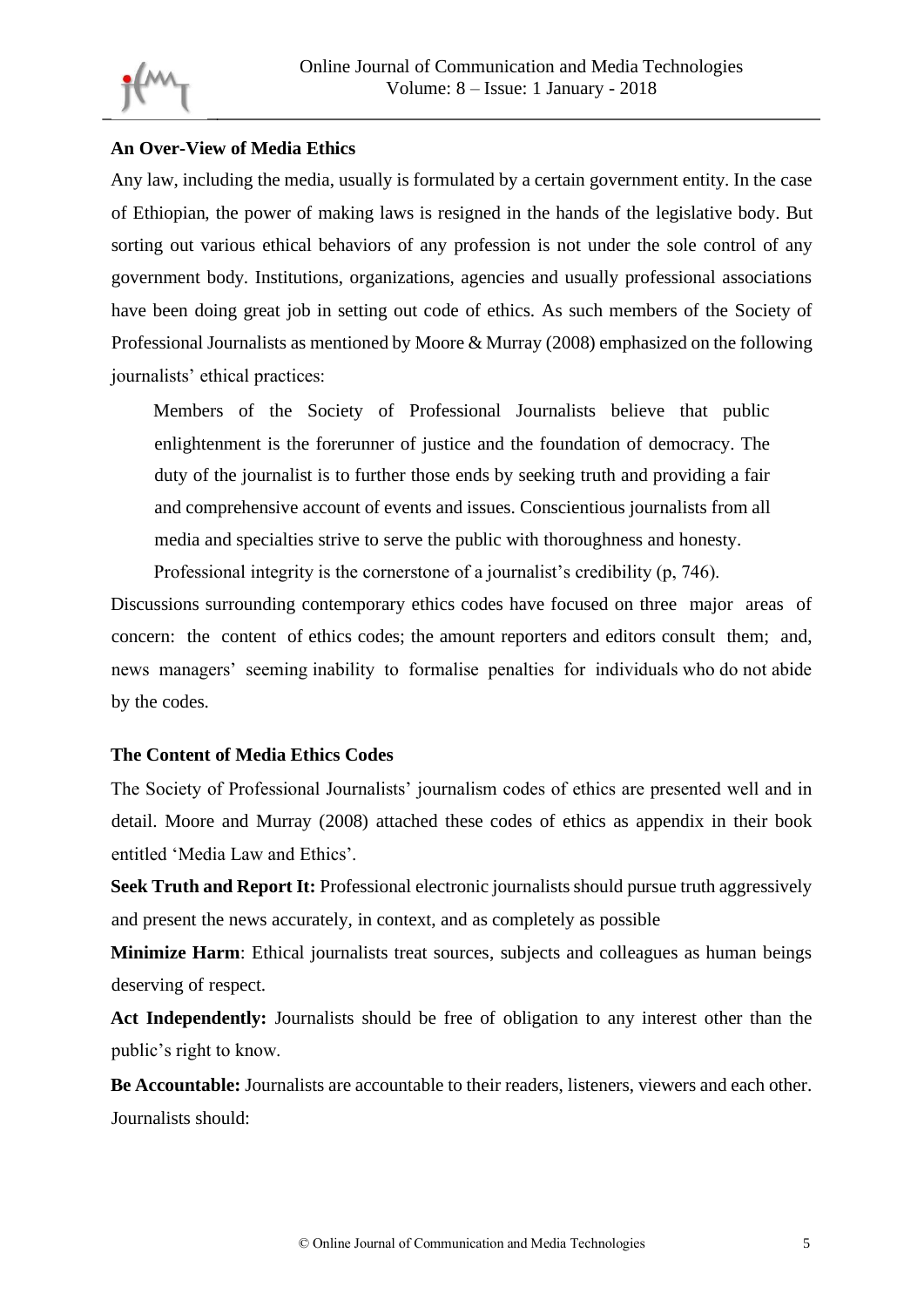**An Over-View of Media Ethics**

Any law, including the media, usually is formulated by a certain government entity. In the case of Ethiopian, the power of making laws is resigned in the hands of the legislative body. But sorting out various ethical behaviors of any profession is not under the sole control of any government body. Institutions, organizations, agencies and usually professional associations have been doing great job in setting out code of ethics. As such members of the Society of Professional Journalists as mentioned by Moore & Murray (2008) emphasized on the following journalists' ethical practices:

> Members of the Society of Professional Journalists believe that public enlightenment is the forerunner of justice and the foundation of democracy. The duty of the journalist is to further those ends by seeking truth and providing a fair and comprehensive account of events and issues. Conscientious journalists from all media and specialties strive to serve the public with thoroughness and honesty. Professional integrity is the cornerstone of a journalist's credibility (p, 746).

Discussions surrounding contemporary ethics codes have focused on three major areas of concern: the content of ethics codes; the amount reporters and editors consult them; and, news managers' seeming inability to formalise penalties for individuals who do not abide by the codes.

**The Content of Media Ethics Codes**

The Society of Professional Journalists' journalism codes of ethics are presented well and in detail. Moore and Murray (2008) attached these codes of ethics as appendix in their book entitled 'Media Law and Ethics'.

**Seek Truth and Report It:** Professional electronic journalists should pursue truth aggressively and present the news accurately, in context, and as completely as possible

**Minimize Harm**: Ethical journalists treat sources, subjects and colleagues as human beings deserving of respect.

**Act Independently:** Journalists should be free of obligation to any interest other than the public's right to know.

**Be Accountable:** Journalists are accountable to their readers, listeners, viewers and each other. Journalists should: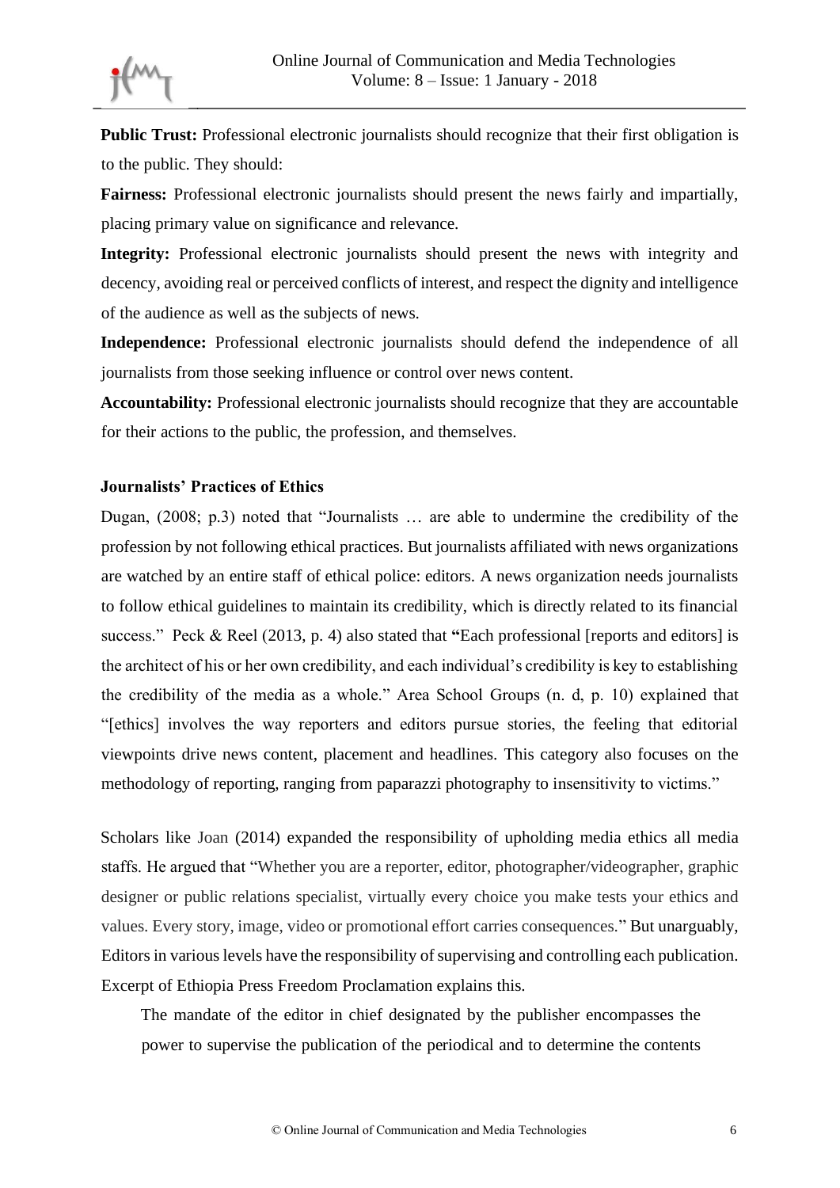**Public Trust:** Professional electronic journalists should recognize that their first obligation is to the public. They should:

**Fairness:** Professional electronic journalists should present the news fairly and impartially, placing primary value on significance and relevance.

**Integrity:** Professional electronic journalists should present the news with integrity and decency, avoiding real or perceived conflicts of interest, and respect the dignity and intelligence of the audience as well as the subjects of news.

**Independence:** Professional electronic journalists should defend the independence of all journalists from those seeking influence or control over news content.

**Accountability:** Professional electronic journalists should recognize that they are accountable for their actions to the public, the profession, and themselves.

**Journalists' Practices of Ethics**

Dugan, (2008; p.3) noted that "Journalists … are able to undermine the credibility of the profession by not following ethical practices. But journalists affiliated with news organizations are watched by an entire staff of ethical police: editors. A news organization needs journalists to follow ethical guidelines to maintain its credibility, which is directly related to its financial success." Peck & Reel (2013, p. 4) also stated that **"**Each professional [reports and editors] is the architect of his or her own credibility, and each individual's credibility is key to establishing the credibility of the media as a whole." Area School Groups (n. d, p. 10) explained that "[ethics] involves the way reporters and editors pursue stories, the feeling that editorial viewpoints drive news content, placement and headlines. This category also focuses on the methodology of reporting, ranging from paparazzi photography to insensitivity to victims."

Scholars like Joan (2014) expanded the responsibility of upholding media ethics all media staffs. He argued that "Whether you are a reporter, editor, photographer/videographer, graphic designer or public relations specialist, virtually every choice you make tests your ethics and values. Every story, image, video or promotional effort carries consequences." But unarguably, Editors in various levels have the responsibility of supervising and controlling each publication. Excerpt of Ethiopia Press Freedom Proclamation explains this.

> The mandate of the editor in chief designated by the publisher encompasses the power to supervise the publication of the periodical and to determine the contents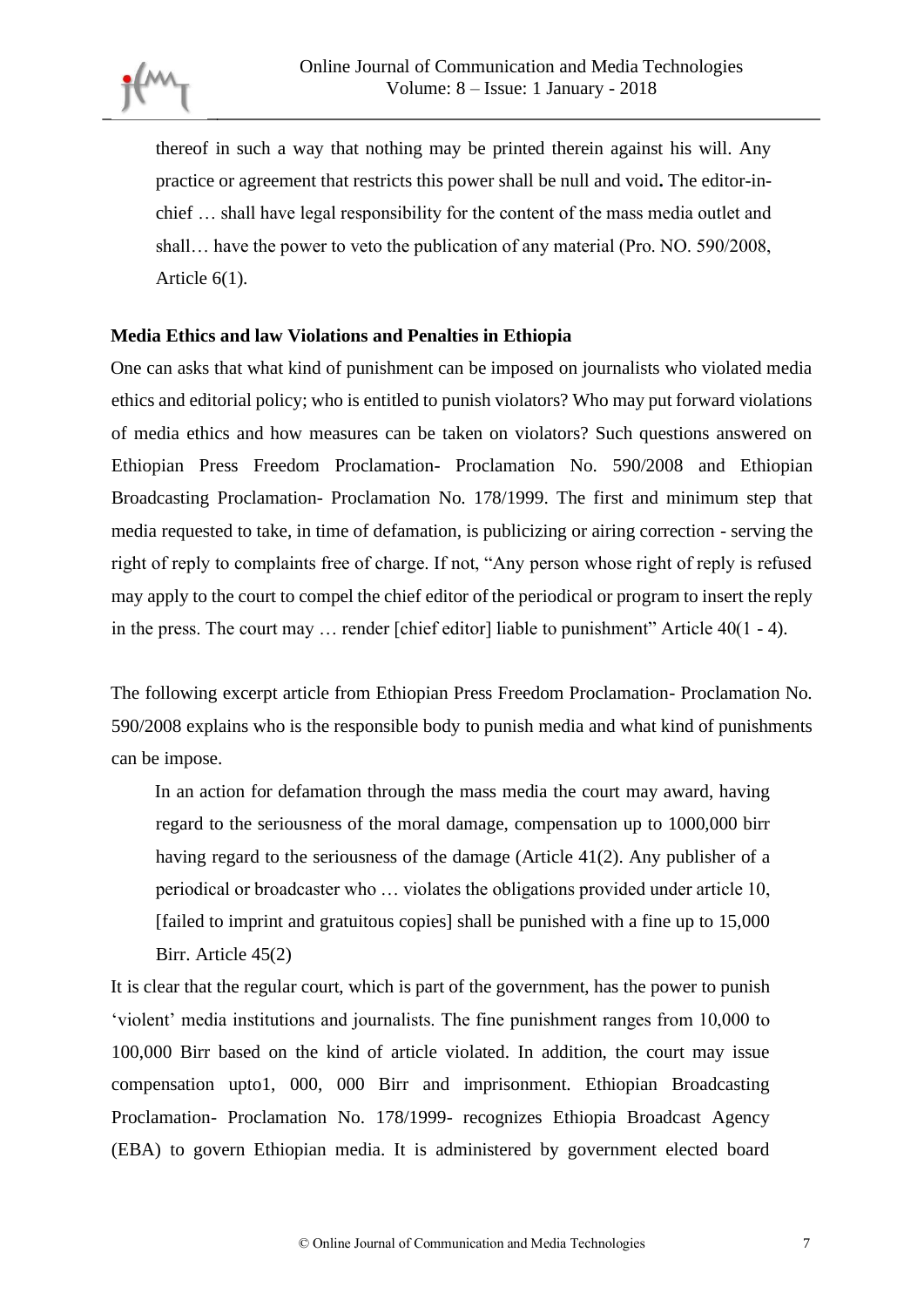> thereof in such a way that nothing may be printed therein against his will. Any practice or agreement that restricts this power shall be null and void**.** The editor-in-chief … shall have legal responsibility for the content of the mass media outlet and shall… have the power to veto the publication of any material (Pro. NO. 590/2008, Article 6(1).

**Media Ethics and law Violations and Penalties in Ethiopia**

One can asks that what kind of punishment can be imposed on journalists who violated media ethics and editorial policy; who is entitled to punish violators? Who may put forward violations of media ethics and how measures can be taken on violators? Such questions answered on Ethiopian Press Freedom Proclamation- Proclamation No. 590/2008 and Ethiopian Broadcasting Proclamation- Proclamation No. 178/1999. The first and minimum step that media requested to take, in time of defamation, is publicizing or airing correction - serving the right of reply to complaints free of charge. If not, "Any person whose right of reply is refused may apply to the court to compel the chief editor of the periodical or program to insert the reply in the press. The court may … render [chief editor] liable to punishment" Article 40(1 - 4).

The following excerpt article from Ethiopian Press Freedom Proclamation- Proclamation No. 590/2008 explains who is the responsible body to punish media and what kind of punishments can be impose.

> In an action for defamation through the mass media the court may award, having regard to the seriousness of the moral damage, compensation up to 1000,000 birr having regard to the seriousness of the damage (Article 41(2). Any publisher of a periodical or broadcaster who … violates the obligations provided under article 10, [failed to imprint and gratuitous copies] shall be punished with a fine up to 15,000 Birr. Article 45(2)

It is clear that the regular court, which is part of the government, has the power to punish 'violent' media institutions and journalists. The fine punishment ranges from 10,000 to 100,000 Birr based on the kind of article violated. In addition, the court may issue compensation upto1, 000, 000 Birr and imprisonment. Ethiopian Broadcasting Proclamation- Proclamation No. 178/1999- recognizes Ethiopia Broadcast Agency (EBA) to govern Ethiopian media. It is administered by government elected board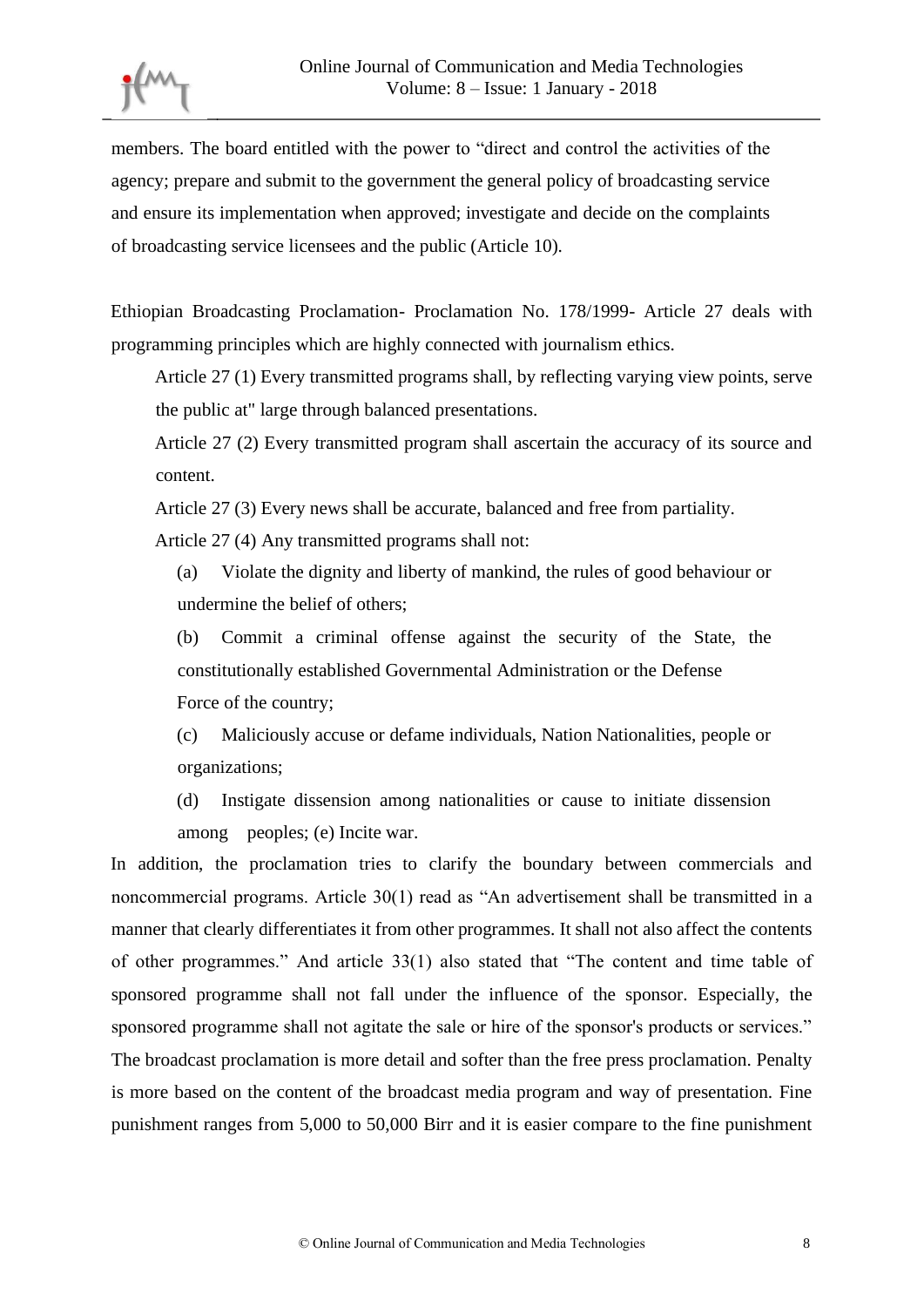members. The board entitled with the power to "direct and control the activities of the agency; prepare and submit to the government the general policy of broadcasting service and ensure its implementation when approved; investigate and decide on the complaints of broadcasting service licensees and the public (Article 10).

Ethiopian Broadcasting Proclamation- Proclamation No. 178/1999- Article 27 deals with programming principles which are highly connected with journalism ethics.

> Article 27 (1) Every transmitted programs shall, by reflecting varying view points, serve the public at" large through balanced presentations.
>
> Article 27 (2) Every transmitted program shall ascertain the accuracy of its source and content.
>
> Article 27 (3) Every news shall be accurate, balanced and free from partiality.
>
> Article 27 (4) Any transmitted programs shall not:
>
> (a) Violate the dignity and liberty of mankind, the rules of good behaviour or undermine the belief of others;
>
> (b) Commit a criminal offense against the security of the State, the constitutionally established Governmental Administration or the Defense Force of the country;
>
> (c) Maliciously accuse or defame individuals, Nation Nationalities, people or organizations;
>
> (d) Instigate dissension among nationalities or cause to initiate dissension among peoples; (e) Incite war.

In addition, the proclamation tries to clarify the boundary between commercials and noncommercial programs. Article 30(1) read as "An advertisement shall be transmitted in a manner that clearly differentiates it from other programmes. It shall not also affect the contents of other programmes." And article 33(1) also stated that "The content and time table of sponsored programme shall not fall under the influence of the sponsor. Especially, the sponsored programme shall not agitate the sale or hire of the sponsor's products or services." The broadcast proclamation is more detail and softer than the free press proclamation. Penalty is more based on the content of the broadcast media program and way of presentation. Fine punishment ranges from 5,000 to 50,000 Birr and it is easier compare to the fine punishment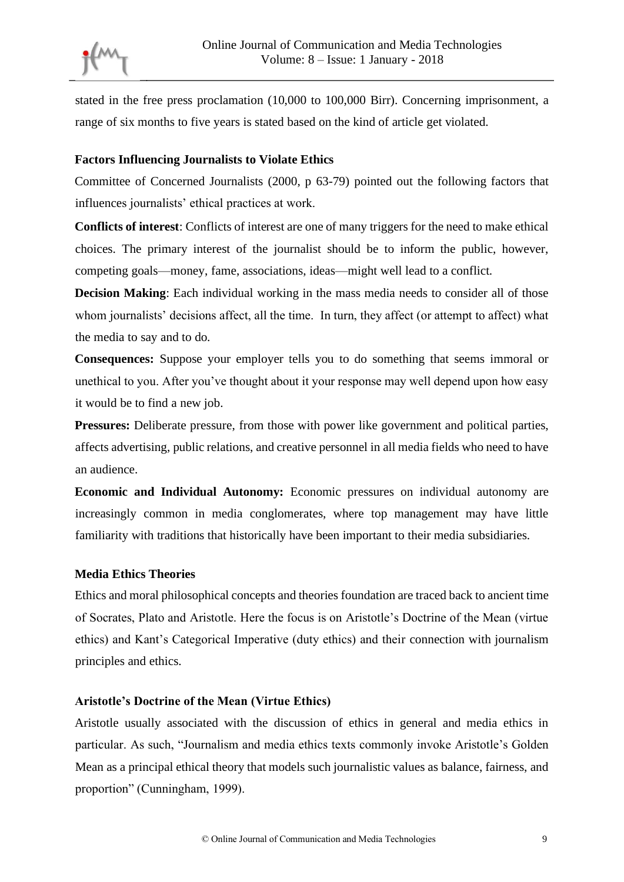stated in the free press proclamation (10,000 to 100,000 Birr). Concerning imprisonment, a range of six months to five years is stated based on the kind of article get violated.

### Factors Influencing Journalists to Violate Ethics

Committee of Concerned Journalists (2000, p 63-79) pointed out the following factors that influences journalists' ethical practices at work.

**Conflicts of interest**: Conflicts of interest are one of many triggers for the need to make ethical choices. The primary interest of the journalist should be to inform the public, however, competing goals—money, fame, associations, ideas—might well lead to a conflict.

**Decision Making**: Each individual working in the mass media needs to consider all of those whom journalists' decisions affect, all the time. In turn, they affect (or attempt to affect) what the media to say and to do.

**Consequences:** Suppose your employer tells you to do something that seems immoral or unethical to you. After you've thought about it your response may well depend upon how easy it would be to find a new job.

**Pressures:** Deliberate pressure, from those with power like government and political parties, affects advertising, public relations, and creative personnel in all media fields who need to have an audience.

**Economic and Individual Autonomy:** Economic pressures on individual autonomy are increasingly common in media conglomerates, where top management may have little familiarity with traditions that historically have been important to their media subsidiaries.

### Media Ethics Theories

Ethics and moral philosophical concepts and theories foundation are traced back to ancient time of Socrates, Plato and Aristotle. Here the focus is on Aristotle's Doctrine of the Mean (virtue ethics) and Kant's Categorical Imperative (duty ethics) and their connection with journalism principles and ethics.

### Aristotle's Doctrine of the Mean (Virtue Ethics)

Aristotle usually associated with the discussion of ethics in general and media ethics in particular. As such, "Journalism and media ethics texts commonly invoke Aristotle's Golden Mean as a principal ethical theory that models such journalistic values as balance, fairness, and proportion" (Cunningham, 1999).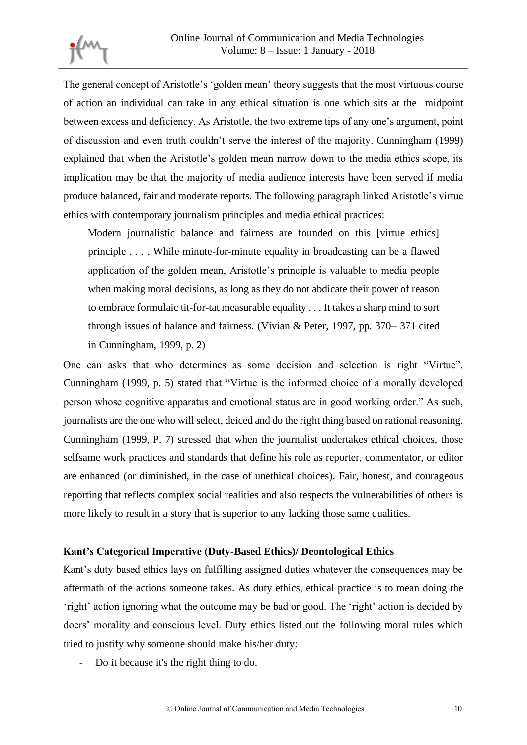The general concept of Aristotle's 'golden mean' theory suggests that the most virtuous course of action an individual can take in any ethical situation is one which sits at the midpoint between excess and deficiency. As Aristotle, the two extreme tips of any one's argument, point of discussion and even truth couldn't serve the interest of the majority. Cunningham (1999) explained that when the Aristotle's golden mean narrow down to the media ethics scope, its implication may be that the majority of media audience interests have been served if media produce balanced, fair and moderate reports. The following paragraph linked Aristotle's virtue ethics with contemporary journalism principles and media ethical practices:

> Modern journalistic balance and fairness are founded on this [virtue ethics] principle . . . . While minute-for-minute equality in broadcasting can be a flawed application of the golden mean, Aristotle's principle is valuable to media people when making moral decisions, as long as they do not abdicate their power of reason to embrace formulaic tit-for-tat measurable equality . . . It takes a sharp mind to sort through issues of balance and fairness. (Vivian & Peter, 1997, pp. 370– 371 cited in Cunningham, 1999, p. 2)

One can asks that who determines as some decision and selection is right "Virtue". Cunningham (1999, p. 5) stated that "Virtue is the informed choice of a morally developed person whose cognitive apparatus and emotional status are in good working order." As such, journalists are the one who will select, deiced and do the right thing based on rational reasoning. Cunningham (1999, P. 7) stressed that when the journalist undertakes ethical choices, those selfsame work practices and standards that define his role as reporter, commentator, or editor are enhanced (or diminished, in the case of unethical choices). Fair, honest, and courageous reporting that reflects complex social realities and also respects the vulnerabilities of others is more likely to result in a story that is superior to any lacking those same qualities.

**Kant's Categorical Imperative (Duty-Based Ethics)/ Deontological Ethics**

Kant's duty based ethics lays on fulfilling assigned duties whatever the consequences may be aftermath of the actions someone takes. As duty ethics, ethical practice is to mean doing the 'right' action ignoring what the outcome may be bad or good. The 'right' action is decided by doers' morality and conscious level. Duty ethics listed out the following moral rules which tried to justify why someone should make his/her duty:

- Do it because it's the right thing to do.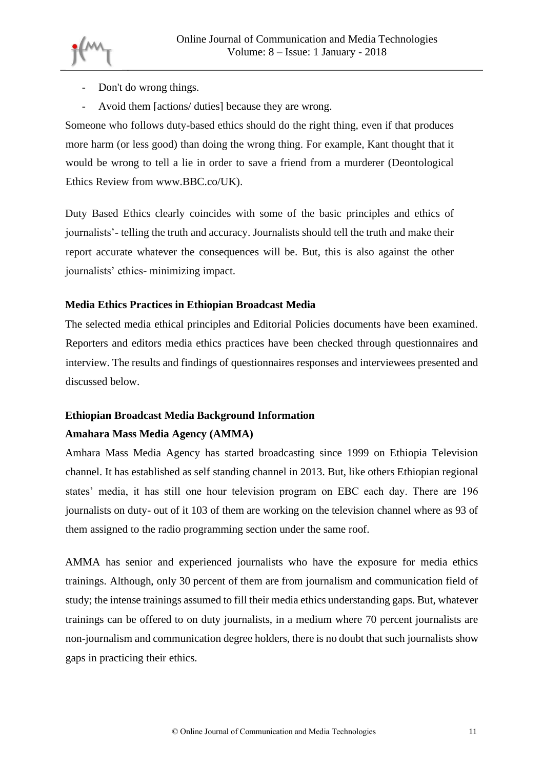- Don't do wrong things.
- Avoid them [actions/ duties] because they are wrong.

Someone who follows duty-based ethics should do the right thing, even if that produces more harm (or less good) than doing the wrong thing. For example, Kant thought that it would be wrong to tell a lie in order to save a friend from a murderer (Deontological Ethics Review from www.BBC.co/UK).

Duty Based Ethics clearly coincides with some of the basic principles and ethics of journalists'- telling the truth and accuracy. Journalists should tell the truth and make their report accurate whatever the consequences will be. But, this is also against the other journalists' ethics- minimizing impact.

### Media Ethics Practices in Ethiopian Broadcast Media

The selected media ethical principles and Editorial Policies documents have been examined. Reporters and editors media ethics practices have been checked through questionnaires and interview. The results and findings of questionnaires responses and interviewees presented and discussed below.

### Ethiopian Broadcast Media Background Information

#### Amahara Mass Media Agency (AMMA)

Amhara Mass Media Agency has started broadcasting since 1999 on Ethiopia Television channel. It has established as self standing channel in 2013. But, like others Ethiopian regional states' media, it has still one hour television program on EBC each day. There are 196 journalists on duty- out of it 103 of them are working on the television channel where as 93 of them assigned to the radio programming section under the same roof.

AMMA has senior and experienced journalists who have the exposure for media ethics trainings. Although, only 30 percent of them are from journalism and communication field of study; the intense trainings assumed to fill their media ethics understanding gaps. But, whatever trainings can be offered to on duty journalists, in a medium where 70 percent journalists are non-journalism and communication degree holders, there is no doubt that such journalists show gaps in practicing their ethics.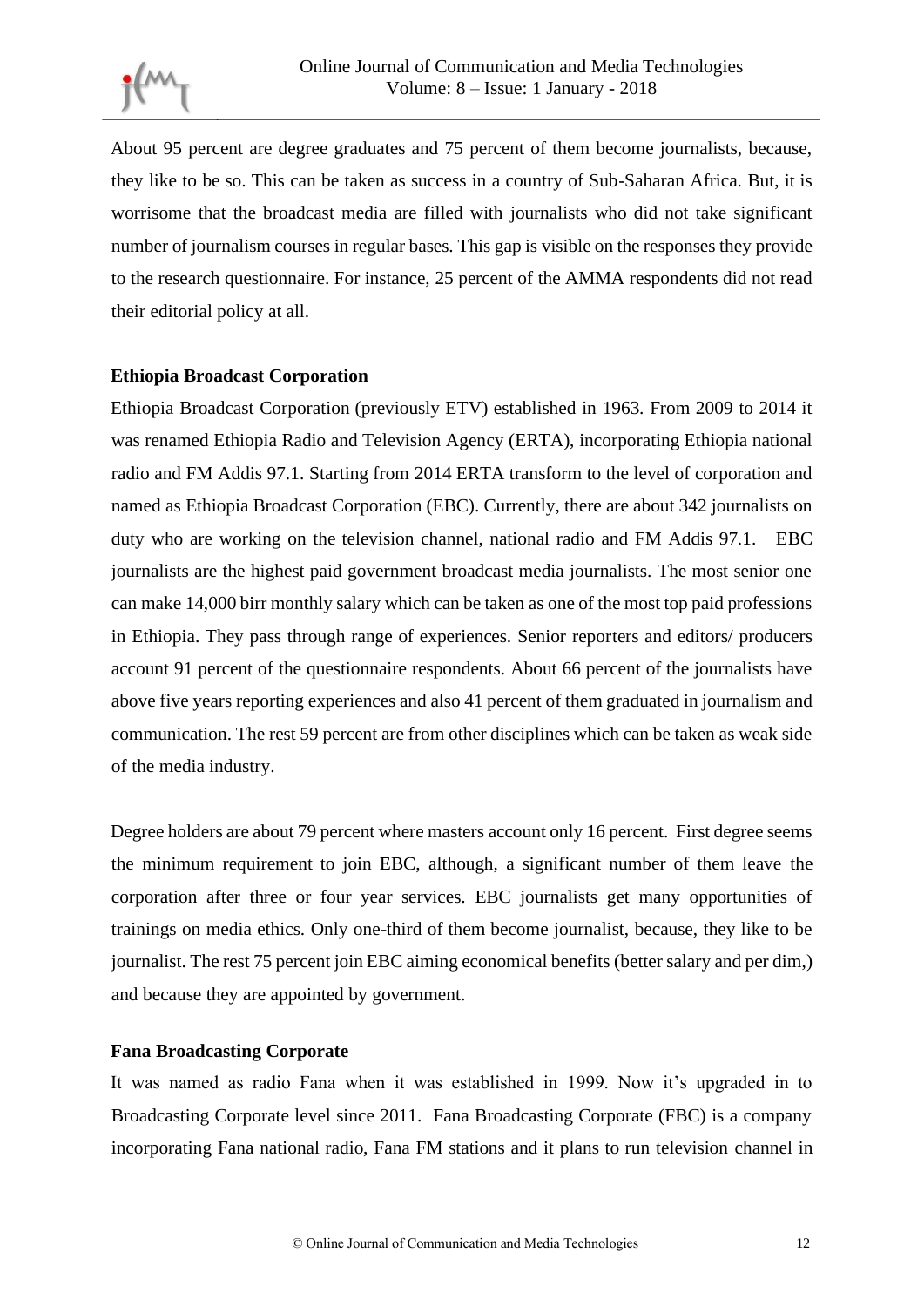About 95 percent are degree graduates and 75 percent of them become journalists, because, they like to be so. This can be taken as success in a country of Sub-Saharan Africa. But, it is worrisome that the broadcast media are filled with journalists who did not take significant number of journalism courses in regular bases. This gap is visible on the responses they provide to the research questionnaire. For instance, 25 percent of the AMMA respondents did not read their editorial policy at all.

### Ethiopia Broadcast Corporation

Ethiopia Broadcast Corporation (previously ETV) established in 1963. From 2009 to 2014 it was renamed Ethiopia Radio and Television Agency (ERTA), incorporating Ethiopia national radio and FM Addis 97.1. Starting from 2014 ERTA transform to the level of corporation and named as Ethiopia Broadcast Corporation (EBC). Currently, there are about 342 journalists on duty who are working on the television channel, national radio and FM Addis 97.1. EBC journalists are the highest paid government broadcast media journalists. The most senior one can make 14,000 birr monthly salary which can be taken as one of the most top paid professions in Ethiopia. They pass through range of experiences. Senior reporters and editors/ producers account 91 percent of the questionnaire respondents. About 66 percent of the journalists have above five years reporting experiences and also 41 percent of them graduated in journalism and communication. The rest 59 percent are from other disciplines which can be taken as weak side of the media industry.

Degree holders are about 79 percent where masters account only 16 percent. First degree seems the minimum requirement to join EBC, although, a significant number of them leave the corporation after three or four year services. EBC journalists get many opportunities of trainings on media ethics. Only one-third of them become journalist, because, they like to be journalist. The rest 75 percent join EBC aiming economical benefits (better salary and per dim,) and because they are appointed by government.

### Fana Broadcasting Corporate

It was named as radio Fana when it was established in 1999. Now it's upgraded in to Broadcasting Corporate level since 2011. Fana Broadcasting Corporate (FBC) is a company incorporating Fana national radio, Fana FM stations and it plans to run television channel in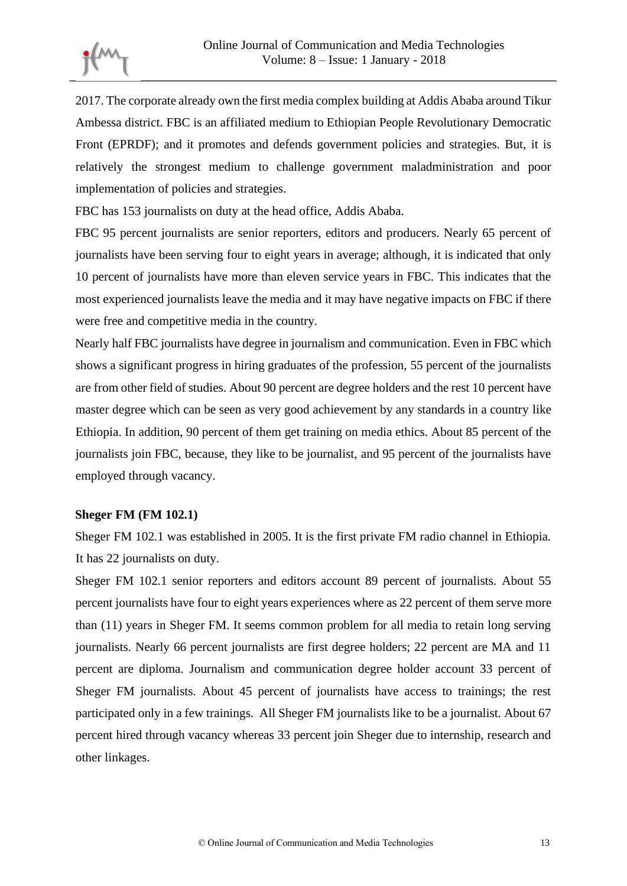2017. The corporate already own the first media complex building at Addis Ababa around Tikur Ambessa district. FBC is an affiliated medium to Ethiopian People Revolutionary Democratic Front (EPRDF); and it promotes and defends government policies and strategies. But, it is relatively the strongest medium to challenge government maladministration and poor implementation of policies and strategies.

FBC has 153 journalists on duty at the head office, Addis Ababa.

FBC 95 percent journalists are senior reporters, editors and producers. Nearly 65 percent of journalists have been serving four to eight years in average; although, it is indicated that only 10 percent of journalists have more than eleven service years in FBC. This indicates that the most experienced journalists leave the media and it may have negative impacts on FBC if there were free and competitive media in the country.

Nearly half FBC journalists have degree in journalism and communication. Even in FBC which shows a significant progress in hiring graduates of the profession, 55 percent of the journalists are from other field of studies. About 90 percent are degree holders and the rest 10 percent have master degree which can be seen as very good achievement by any standards in a country like Ethiopia. In addition, 90 percent of them get training on media ethics. About 85 percent of the journalists join FBC, because, they like to be journalist, and 95 percent of the journalists have employed through vacancy.

**Sheger FM (FM 102.1)**

Sheger FM 102.1 was established in 2005. It is the first private FM radio channel in Ethiopia. It has 22 journalists on duty.

Sheger FM 102.1 senior reporters and editors account 89 percent of journalists. About 55 percent journalists have four to eight years experiences where as 22 percent of them serve more than (11) years in Sheger FM. It seems common problem for all media to retain long serving journalists. Nearly 66 percent journalists are first degree holders; 22 percent are MA and 11 percent are diploma. Journalism and communication degree holder account 33 percent of Sheger FM journalists. About 45 percent of journalists have access to trainings; the rest participated only in a few trainings. All Sheger FM journalists like to be a journalist. About 67 percent hired through vacancy whereas 33 percent join Sheger due to internship, research and other linkages.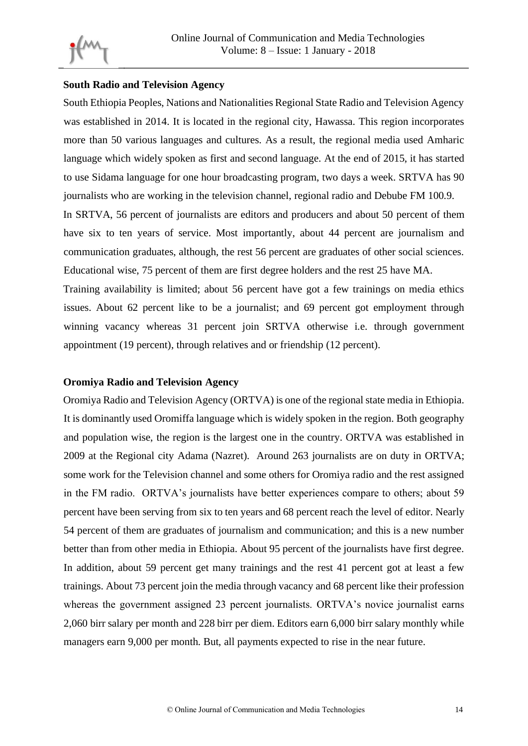**South Radio and Television Agency**

South Ethiopia Peoples, Nations and Nationalities Regional State Radio and Television Agency was established in 2014. It is located in the regional city, Hawassa. This region incorporates more than 50 various languages and cultures. As a result, the regional media used Amharic language which widely spoken as first and second language. At the end of 2015, it has started to use Sidama language for one hour broadcasting program, two days a week. SRTVA has 90 journalists who are working in the television channel, regional radio and Debube FM 100.9.

In SRTVA, 56 percent of journalists are editors and producers and about 50 percent of them have six to ten years of service. Most importantly, about 44 percent are journalism and communication graduates, although, the rest 56 percent are graduates of other social sciences. Educational wise, 75 percent of them are first degree holders and the rest 25 have MA.

Training availability is limited; about 56 percent have got a few trainings on media ethics issues. About 62 percent like to be a journalist; and 69 percent got employment through winning vacancy whereas 31 percent join SRTVA otherwise i.e. through government appointment (19 percent), through relatives and or friendship (12 percent).

**Oromiya Radio and Television Agency**

Oromiya Radio and Television Agency (ORTVA) is one of the regional state media in Ethiopia. It is dominantly used Oromiffa language which is widely spoken in the region. Both geography and population wise, the region is the largest one in the country. ORTVA was established in 2009 at the Regional city Adama (Nazret). Around 263 journalists are on duty in ORTVA; some work for the Television channel and some others for Oromiya radio and the rest assigned in the FM radio. ORTVA's journalists have better experiences compare to others; about 59 percent have been serving from six to ten years and 68 percent reach the level of editor. Nearly 54 percent of them are graduates of journalism and communication; and this is a new number better than from other media in Ethiopia. About 95 percent of the journalists have first degree. In addition, about 59 percent get many trainings and the rest 41 percent got at least a few trainings. About 73 percent join the media through vacancy and 68 percent like their profession whereas the government assigned 23 percent journalists. ORTVA's novice journalist earns 2,060 birr salary per month and 228 birr per diem. Editors earn 6,000 birr salary monthly while managers earn 9,000 per month. But, all payments expected to rise in the near future.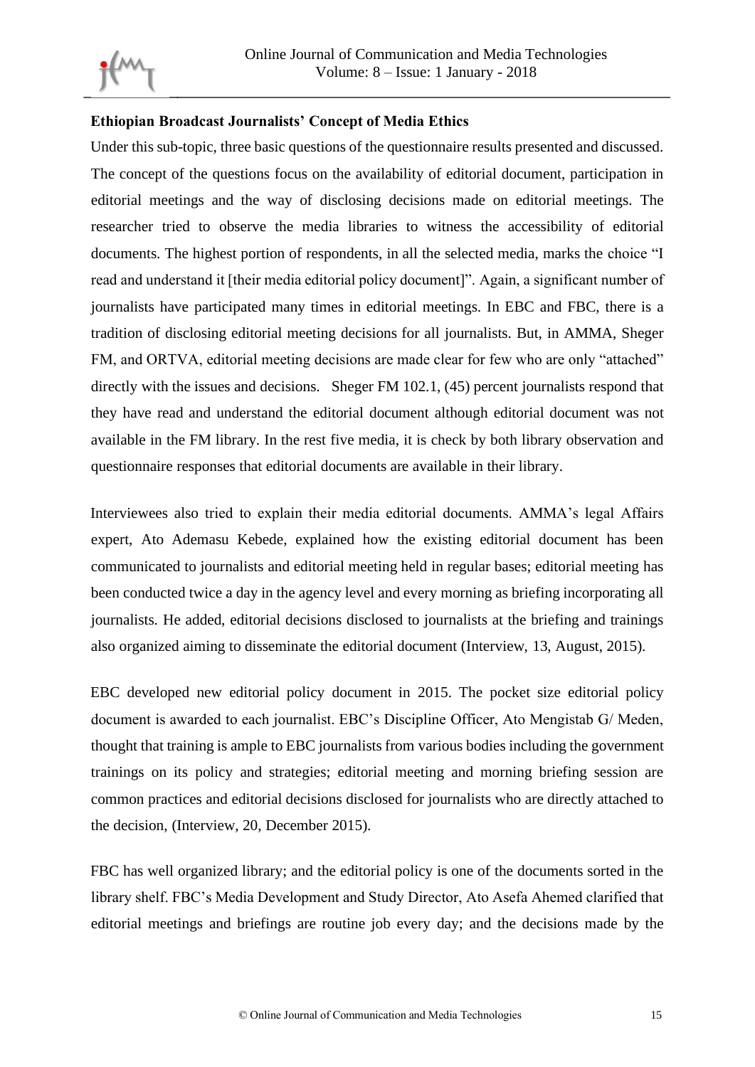**Ethiopian Broadcast Journalists' Concept of Media Ethics**

Under this sub-topic, three basic questions of the questionnaire results presented and discussed. The concept of the questions focus on the availability of editorial document, participation in editorial meetings and the way of disclosing decisions made on editorial meetings. The researcher tried to observe the media libraries to witness the accessibility of editorial documents. The highest portion of respondents, in all the selected media, marks the choice "I read and understand it [their media editorial policy document]". Again, a significant number of journalists have participated many times in editorial meetings. In EBC and FBC, there is a tradition of disclosing editorial meeting decisions for all journalists. But, in AMMA, Sheger FM, and ORTVA, editorial meeting decisions are made clear for few who are only "attached" directly with the issues and decisions. Sheger FM 102.1, (45) percent journalists respond that they have read and understand the editorial document although editorial document was not available in the FM library. In the rest five media, it is check by both library observation and questionnaire responses that editorial documents are available in their library.

Interviewees also tried to explain their media editorial documents. AMMA's legal Affairs expert, Ato Ademasu Kebede, explained how the existing editorial document has been communicated to journalists and editorial meeting held in regular bases; editorial meeting has been conducted twice a day in the agency level and every morning as briefing incorporating all journalists. He added, editorial decisions disclosed to journalists at the briefing and trainings also organized aiming to disseminate the editorial document (Interview, 13, August, 2015).

EBC developed new editorial policy document in 2015. The pocket size editorial policy document is awarded to each journalist. EBC's Discipline Officer, Ato Mengistab G/ Meden, thought that training is ample to EBC journalists from various bodies including the government trainings on its policy and strategies; editorial meeting and morning briefing session are common practices and editorial decisions disclosed for journalists who are directly attached to the decision, (Interview, 20, December 2015).

FBC has well organized library; and the editorial policy is one of the documents sorted in the library shelf. FBC's Media Development and Study Director, Ato Asefa Ahemed clarified that editorial meetings and briefings are routine job every day; and the decisions made by the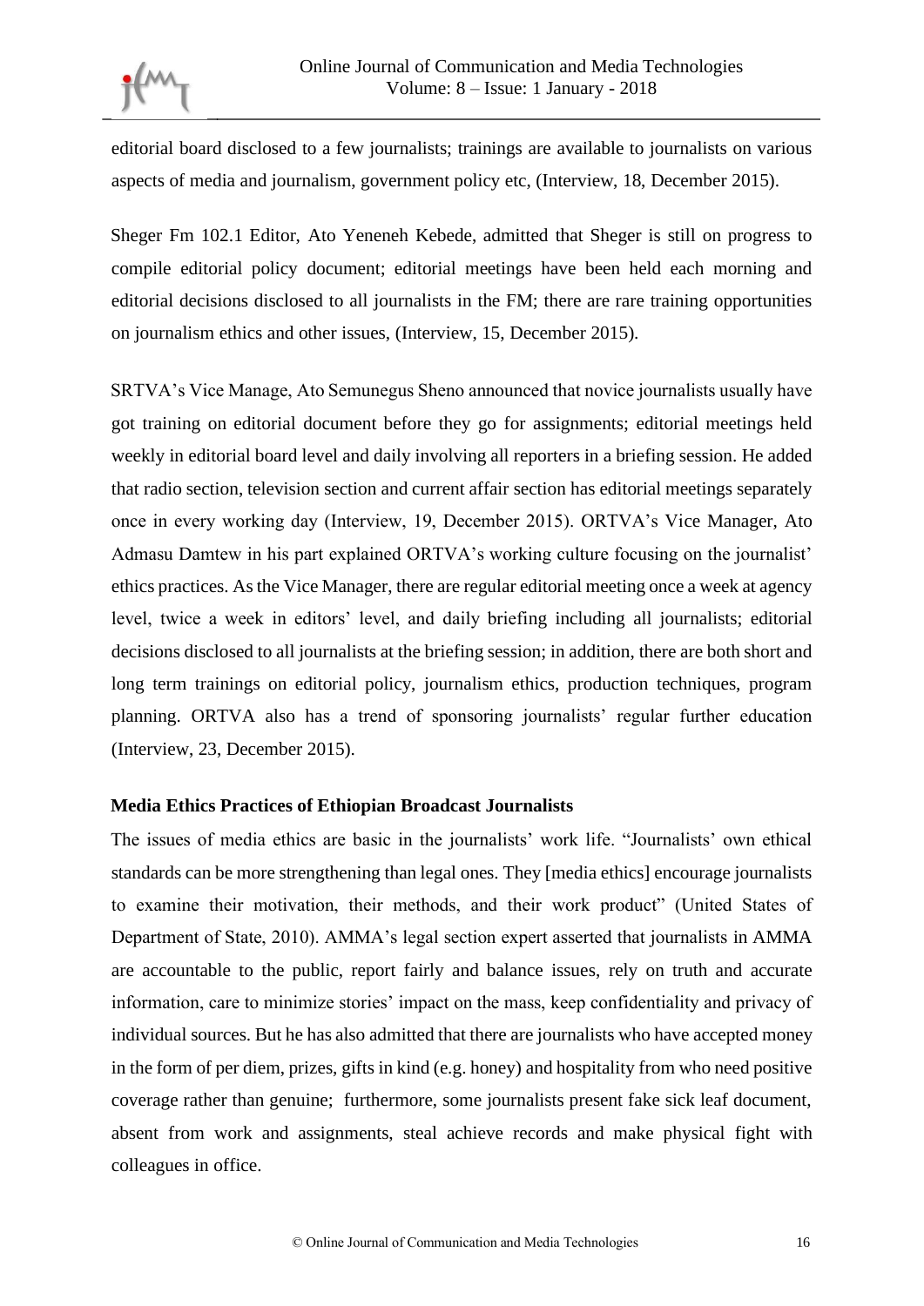editorial board disclosed to a few journalists; trainings are available to journalists on various aspects of media and journalism, government policy etc, (Interview, 18, December 2015).

Sheger Fm 102.1 Editor, Ato Yeneneh Kebede, admitted that Sheger is still on progress to compile editorial policy document; editorial meetings have been held each morning and editorial decisions disclosed to all journalists in the FM; there are rare training opportunities on journalism ethics and other issues, (Interview, 15, December 2015).

SRTVA's Vice Manage, Ato Semunegus Sheno announced that novice journalists usually have got training on editorial document before they go for assignments; editorial meetings held weekly in editorial board level and daily involving all reporters in a briefing session. He added that radio section, television section and current affair section has editorial meetings separately once in every working day (Interview, 19, December 2015). ORTVA's Vice Manager, Ato Admasu Damtew in his part explained ORTVA's working culture focusing on the journalist' ethics practices. As the Vice Manager, there are regular editorial meeting once a week at agency level, twice a week in editors' level, and daily briefing including all journalists; editorial decisions disclosed to all journalists at the briefing session; in addition, there are both short and long term trainings on editorial policy, journalism ethics, production techniques, program planning. ORTVA also has a trend of sponsoring journalists' regular further education (Interview, 23, December 2015).

## Media Ethics Practices of Ethiopian Broadcast Journalists

The issues of media ethics are basic in the journalists' work life. "Journalists' own ethical standards can be more strengthening than legal ones. They [media ethics] encourage journalists to examine their motivation, their methods, and their work product" (United States of Department of State, 2010). AMMA's legal section expert asserted that journalists in AMMA are accountable to the public, report fairly and balance issues, rely on truth and accurate information, care to minimize stories' impact on the mass, keep confidentiality and privacy of individual sources. But he has also admitted that there are journalists who have accepted money in the form of per diem, prizes, gifts in kind (e.g. honey) and hospitality from who need positive coverage rather than genuine; furthermore, some journalists present fake sick leaf document, absent from work and assignments, steal achieve records and make physical fight with colleagues in office.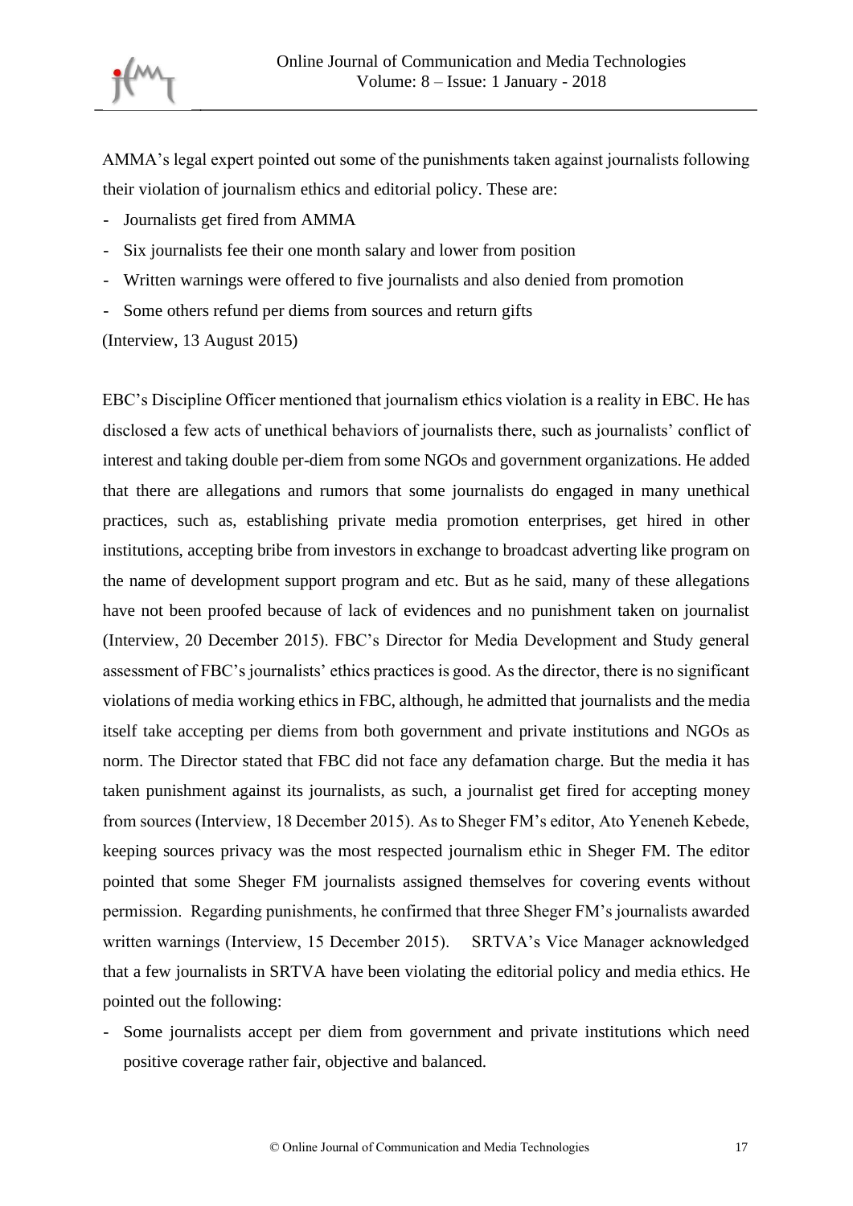AMMA's legal expert pointed out some of the punishments taken against journalists following their violation of journalism ethics and editorial policy. These are:

- Journalists get fired from AMMA
- Six journalists fee their one month salary and lower from position
- Written warnings were offered to five journalists and also denied from promotion
- Some others refund per diems from sources and return gifts

(Interview, 13 August 2015)

EBC's Discipline Officer mentioned that journalism ethics violation is a reality in EBC. He has disclosed a few acts of unethical behaviors of journalists there, such as journalists' conflict of interest and taking double per-diem from some NGOs and government organizations. He added that there are allegations and rumors that some journalists do engaged in many unethical practices, such as, establishing private media promotion enterprises, get hired in other institutions, accepting bribe from investors in exchange to broadcast adverting like program on the name of development support program and etc. But as he said, many of these allegations have not been proofed because of lack of evidences and no punishment taken on journalist (Interview, 20 December 2015). FBC's Director for Media Development and Study general assessment of FBC's journalists' ethics practices is good. As the director, there is no significant violations of media working ethics in FBC, although, he admitted that journalists and the media itself take accepting per diems from both government and private institutions and NGOs as norm. The Director stated that FBC did not face any defamation charge. But the media it has taken punishment against its journalists, as such, a journalist get fired for accepting money from sources (Interview, 18 December 2015). As to Sheger FM's editor, Ato Yeneneh Kebede, keeping sources privacy was the most respected journalism ethic in Sheger FM. The editor pointed that some Sheger FM journalists assigned themselves for covering events without permission. Regarding punishments, he confirmed that three Sheger FM's journalists awarded written warnings (Interview, 15 December 2015). SRTVA's Vice Manager acknowledged that a few journalists in SRTVA have been violating the editorial policy and media ethics. He pointed out the following:

- Some journalists accept per diem from government and private institutions which need positive coverage rather fair, objective and balanced.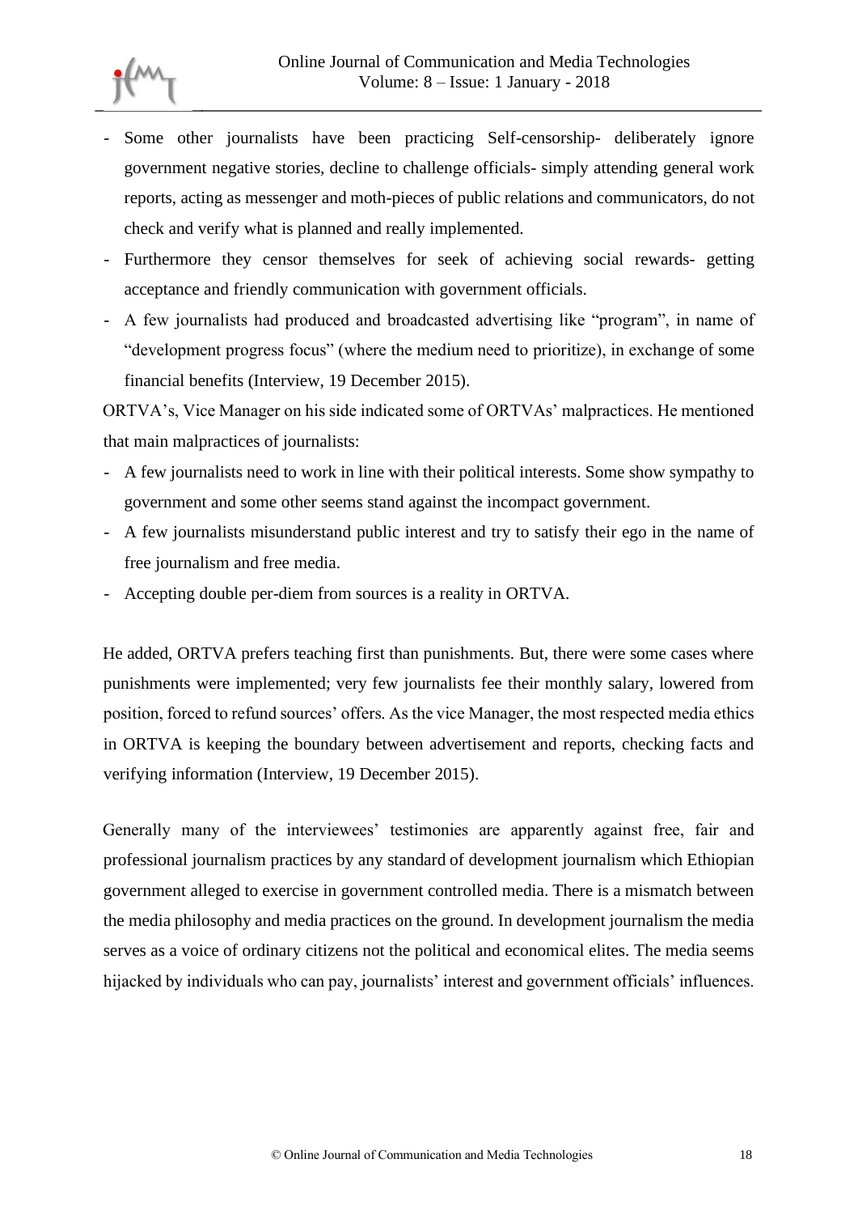- Some other journalists have been practicing Self-censorship- deliberately ignore government negative stories, decline to challenge officials- simply attending general work reports, acting as messenger and moth-pieces of public relations and communicators, do not check and verify what is planned and really implemented.
- Furthermore they censor themselves for seek of achieving social rewards- getting acceptance and friendly communication with government officials.
- A few journalists had produced and broadcasted advertising like "program", in name of "development progress focus" (where the medium need to prioritize), in exchange of some financial benefits (Interview, 19 December 2015).

ORTVA's, Vice Manager on his side indicated some of ORTVAs' malpractices. He mentioned that main malpractices of journalists:

- A few journalists need to work in line with their political interests. Some show sympathy to government and some other seems stand against the incompact government.
- A few journalists misunderstand public interest and try to satisfy their ego in the name of free journalism and free media.
- Accepting double per-diem from sources is a reality in ORTVA.

He added, ORTVA prefers teaching first than punishments. But, there were some cases where punishments were implemented; very few journalists fee their monthly salary, lowered from position, forced to refund sources' offers. As the vice Manager, the most respected media ethics in ORTVA is keeping the boundary between advertisement and reports, checking facts and verifying information (Interview, 19 December 2015).

Generally many of the interviewees' testimonies are apparently against free, fair and professional journalism practices by any standard of development journalism which Ethiopian government alleged to exercise in government controlled media. There is a mismatch between the media philosophy and media practices on the ground. In development journalism the media serves as a voice of ordinary citizens not the political and economical elites. The media seems hijacked by individuals who can pay, journalists' interest and government officials' influences.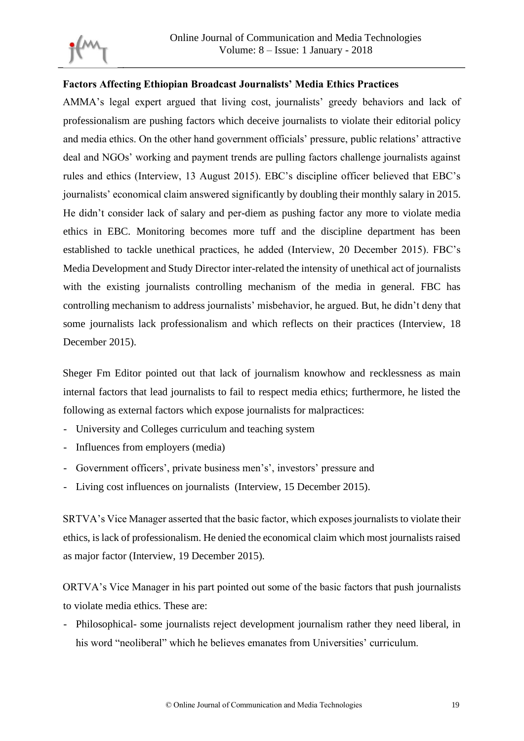**Factors Affecting Ethiopian Broadcast Journalists' Media Ethics Practices**

AMMA's legal expert argued that living cost, journalists' greedy behaviors and lack of professionalism are pushing factors which deceive journalists to violate their editorial policy and media ethics. On the other hand government officials' pressure, public relations' attractive deal and NGOs' working and payment trends are pulling factors challenge journalists against rules and ethics (Interview, 13 August 2015). EBC's discipline officer believed that EBC's journalists' economical claim answered significantly by doubling their monthly salary in 2015. He didn't consider lack of salary and per-diem as pushing factor any more to violate media ethics in EBC. Monitoring becomes more tuff and the discipline department has been established to tackle unethical practices, he added (Interview, 20 December 2015). FBC's Media Development and Study Director inter-related the intensity of unethical act of journalists with the existing journalists controlling mechanism of the media in general. FBC has controlling mechanism to address journalists' misbehavior, he argued. But, he didn't deny that some journalists lack professionalism and which reflects on their practices (Interview, 18 December 2015).

Sheger Fm Editor pointed out that lack of journalism knowhow and recklessness as main internal factors that lead journalists to fail to respect media ethics; furthermore, he listed the following as external factors which expose journalists for malpractices:

- University and Colleges curriculum and teaching system
- Influences from employers (media)
- Government officers', private business men's', investors' pressure and
- Living cost influences on journalists (Interview, 15 December 2015).

SRTVA's Vice Manager asserted that the basic factor, which exposes journalists to violate their ethics, is lack of professionalism. He denied the economical claim which most journalists raised as major factor (Interview, 19 December 2015).

ORTVA's Vice Manager in his part pointed out some of the basic factors that push journalists to violate media ethics. These are:

- Philosophical- some journalists reject development journalism rather they need liberal, in his word "neoliberal" which he believes emanates from Universities' curriculum.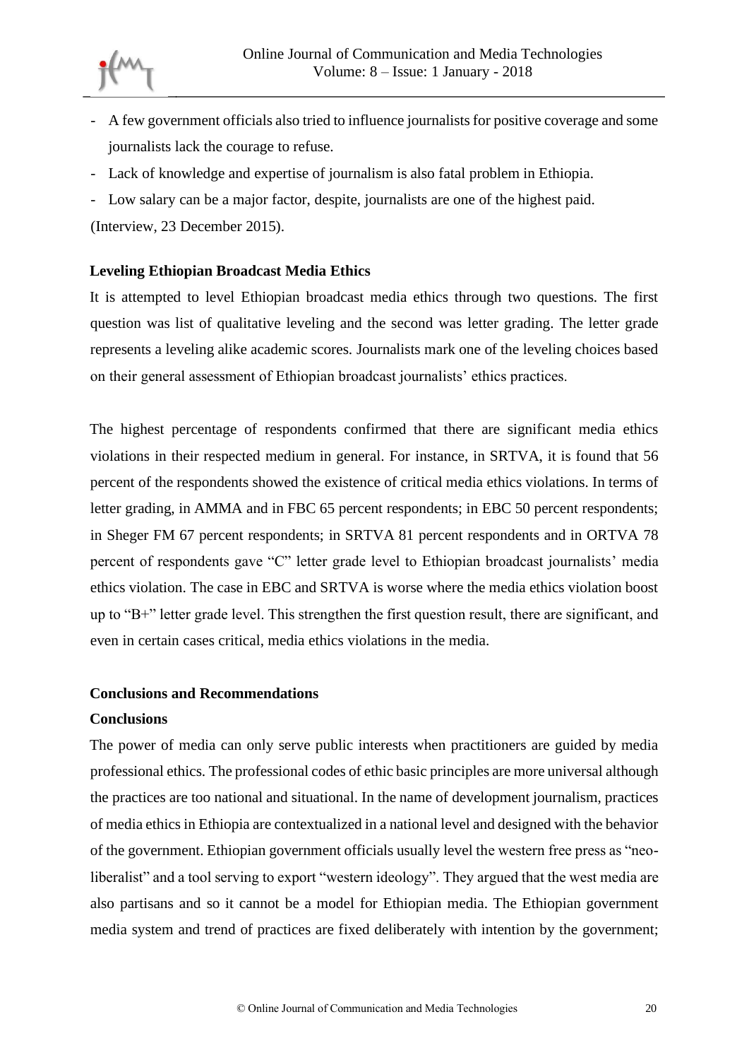- A few government officials also tried to influence journalists for positive coverage and some journalists lack the courage to refuse.
- Lack of knowledge and expertise of journalism is also fatal problem in Ethiopia.
- Low salary can be a major factor, despite, journalists are one of the highest paid.

(Interview, 23 December 2015).

**Leveling Ethiopian Broadcast Media Ethics**

It is attempted to level Ethiopian broadcast media ethics through two questions. The first question was list of qualitative leveling and the second was letter grading. The letter grade represents a leveling alike academic scores. Journalists mark one of the leveling choices based on their general assessment of Ethiopian broadcast journalists' ethics practices.

The highest percentage of respondents confirmed that there are significant media ethics violations in their respected medium in general. For instance, in SRTVA, it is found that 56 percent of the respondents showed the existence of critical media ethics violations. In terms of letter grading, in AMMA and in FBC 65 percent respondents; in EBC 50 percent respondents; in Sheger FM 67 percent respondents; in SRTVA 81 percent respondents and in ORTVA 78 percent of respondents gave "C" letter grade level to Ethiopian broadcast journalists' media ethics violation. The case in EBC and SRTVA is worse where the media ethics violation boost up to "B+" letter grade level. This strengthen the first question result, there are significant, and even in certain cases critical, media ethics violations in the media.

## Conclusions and Recommendations

### Conclusions

The power of media can only serve public interests when practitioners are guided by media professional ethics. The professional codes of ethic basic principles are more universal although the practices are too national and situational. In the name of development journalism, practices of media ethics in Ethiopia are contextualized in a national level and designed with the behavior of the government. Ethiopian government officials usually level the western free press as "neo-liberalist" and a tool serving to export "western ideology". They argued that the west media are also partisans and so it cannot be a model for Ethiopian media. The Ethiopian government media system and trend of practices are fixed deliberately with intention by the government;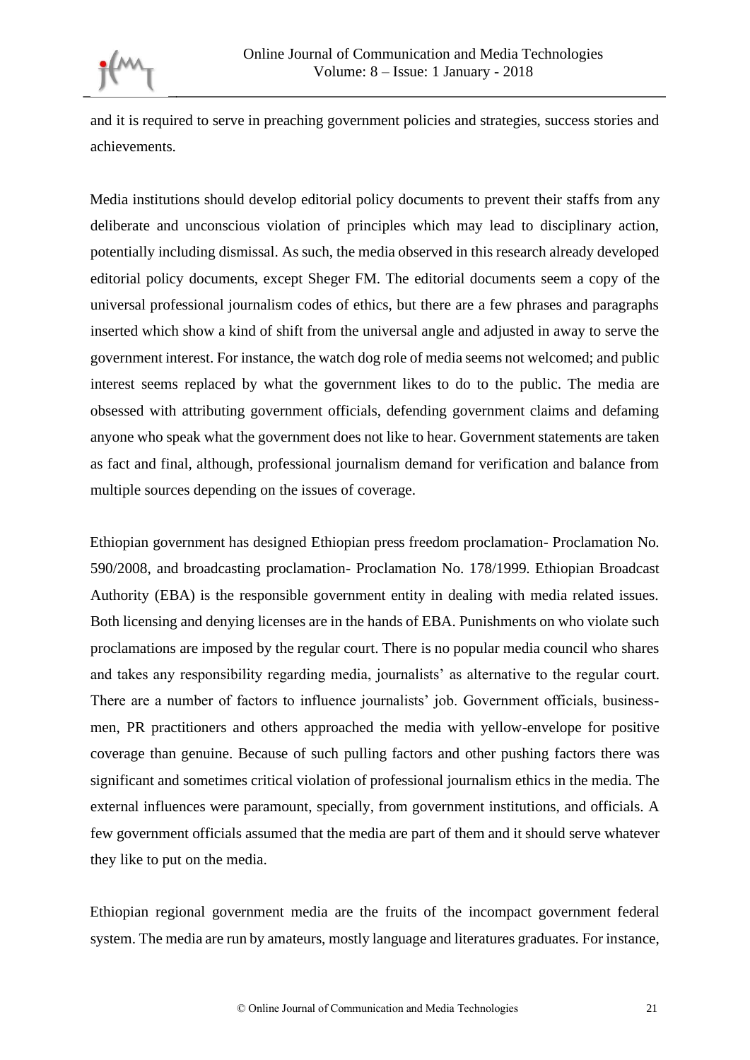and it is required to serve in preaching government policies and strategies, success stories and achievements.

Media institutions should develop editorial policy documents to prevent their staffs from any deliberate and unconscious violation of principles which may lead to disciplinary action, potentially including dismissal. As such, the media observed in this research already developed editorial policy documents, except Sheger FM. The editorial documents seem a copy of the universal professional journalism codes of ethics, but there are a few phrases and paragraphs inserted which show a kind of shift from the universal angle and adjusted in away to serve the government interest. For instance, the watch dog role of media seems not welcomed; and public interest seems replaced by what the government likes to do to the public. The media are obsessed with attributing government officials, defending government claims and defaming anyone who speak what the government does not like to hear. Government statements are taken as fact and final, although, professional journalism demand for verification and balance from multiple sources depending on the issues of coverage.

Ethiopian government has designed Ethiopian press freedom proclamation- Proclamation No. 590/2008, and broadcasting proclamation- Proclamation No. 178/1999. Ethiopian Broadcast Authority (EBA) is the responsible government entity in dealing with media related issues. Both licensing and denying licenses are in the hands of EBA. Punishments on who violate such proclamations are imposed by the regular court. There is no popular media council who shares and takes any responsibility regarding media, journalists' as alternative to the regular court. There are a number of factors to influence journalists' job. Government officials, business-men, PR practitioners and others approached the media with yellow-envelope for positive coverage than genuine. Because of such pulling factors and other pushing factors there was significant and sometimes critical violation of professional journalism ethics in the media. The external influences were paramount, specially, from government institutions, and officials. A few government officials assumed that the media are part of them and it should serve whatever they like to put on the media.

Ethiopian regional government media are the fruits of the incompact government federal system. The media are run by amateurs, mostly language and literatures graduates. For instance,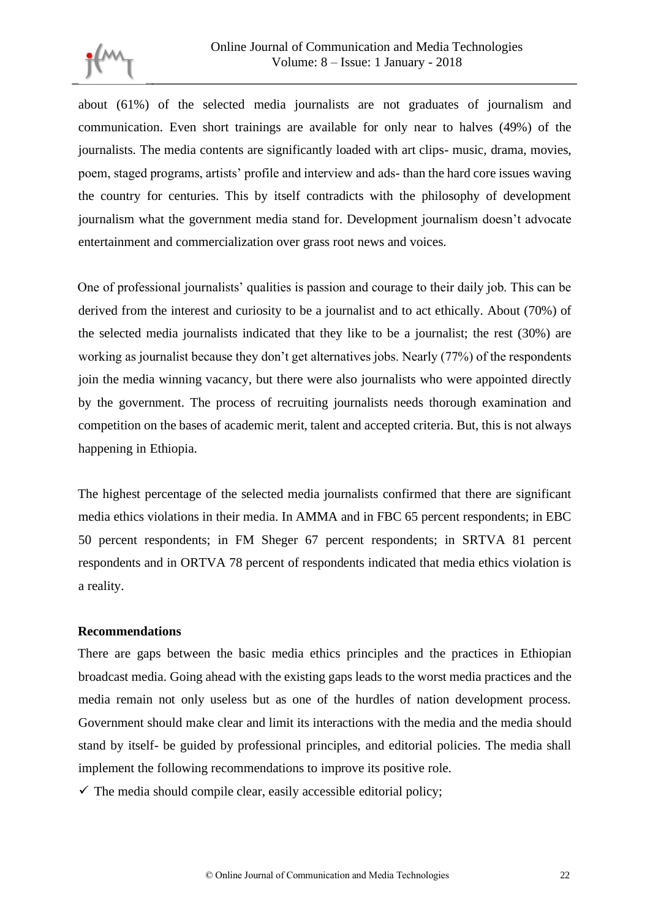about (61%) of the selected media journalists are not graduates of journalism and communication. Even short trainings are available for only near to halves (49%) of the journalists. The media contents are significantly loaded with art clips- music, drama, movies, poem, staged programs, artists' profile and interview and ads- than the hard core issues waving the country for centuries. This by itself contradicts with the philosophy of development journalism what the government media stand for. Development journalism doesn't advocate entertainment and commercialization over grass root news and voices.

One of professional journalists' qualities is passion and courage to their daily job. This can be derived from the interest and curiosity to be a journalist and to act ethically. About (70%) of the selected media journalists indicated that they like to be a journalist; the rest (30%) are working as journalist because they don't get alternatives jobs. Nearly (77%) of the respondents join the media winning vacancy, but there were also journalists who were appointed directly by the government. The process of recruiting journalists needs thorough examination and competition on the bases of academic merit, talent and accepted criteria. But, this is not always happening in Ethiopia.

The highest percentage of the selected media journalists confirmed that there are significant media ethics violations in their media. In AMMA and in FBC 65 percent respondents; in EBC 50 percent respondents; in FM Sheger 67 percent respondents; in SRTVA 81 percent respondents and in ORTVA 78 percent of respondents indicated that media ethics violation is a reality.

**Recommendations**

There are gaps between the basic media ethics principles and the practices in Ethiopian broadcast media. Going ahead with the existing gaps leads to the worst media practices and the media remain not only useless but as one of the hurdles of nation development process. Government should make clear and limit its interactions with the media and the media should stand by itself- be guided by professional principles, and editorial policies. The media shall implement the following recommendations to improve its positive role.

- ✓ The media should compile clear, easily accessible editorial policy;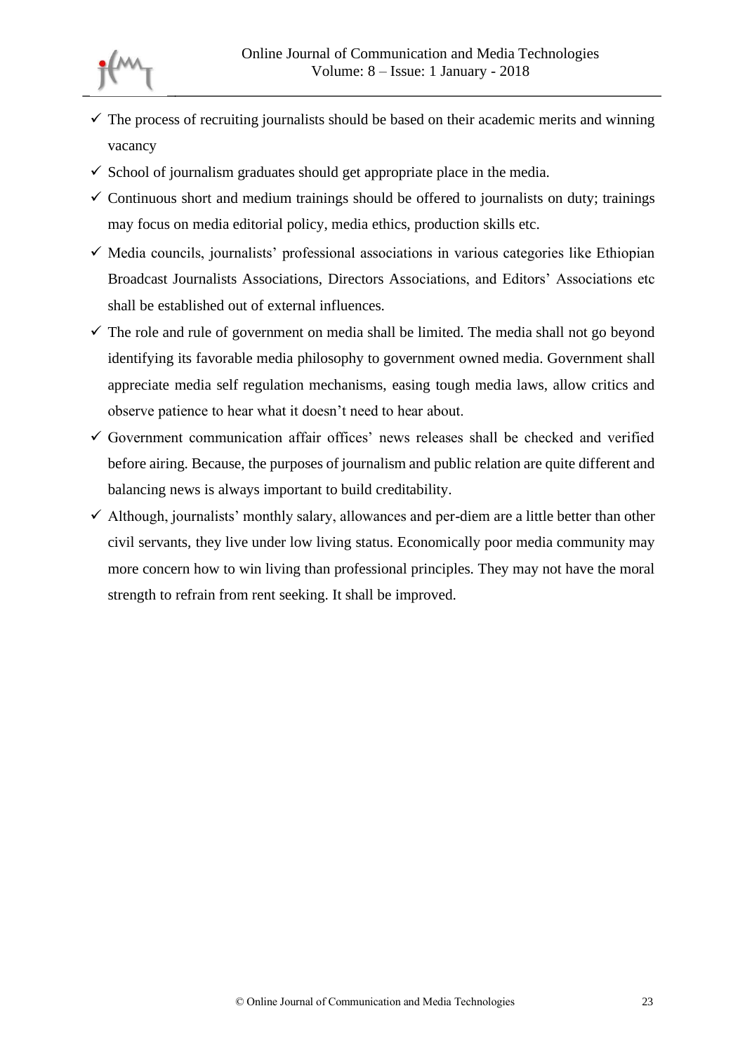- ✓ The process of recruiting journalists should be based on their academic merits and winning vacancy
- ✓ School of journalism graduates should get appropriate place in the media.
- ✓ Continuous short and medium trainings should be offered to journalists on duty; trainings may focus on media editorial policy, media ethics, production skills etc.
- ✓ Media councils, journalists' professional associations in various categories like Ethiopian Broadcast Journalists Associations, Directors Associations, and Editors' Associations etc shall be established out of external influences.
- ✓ The role and rule of government on media shall be limited. The media shall not go beyond identifying its favorable media philosophy to government owned media. Government shall appreciate media self regulation mechanisms, easing tough media laws, allow critics and observe patience to hear what it doesn't need to hear about.
- ✓ Government communication affair offices' news releases shall be checked and verified before airing. Because, the purposes of journalism and public relation are quite different and balancing news is always important to build creditability.
- ✓ Although, journalists' monthly salary, allowances and per-diem are a little better than other civil servants, they live under low living status. Economically poor media community may more concern how to win living than professional principles. They may not have the moral strength to refrain from rent seeking. It shall be improved.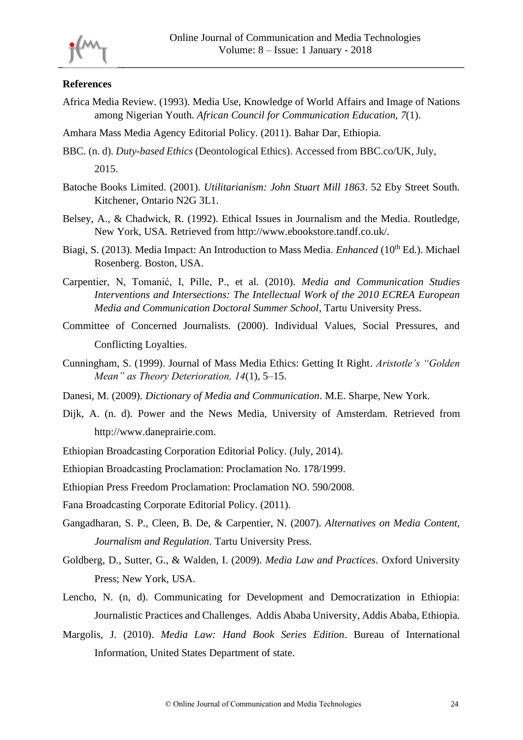**References**

Africa Media Review. (1993). Media Use, Knowledge of World Affairs and Image of Nations among Nigerian Youth. *African Council for Communication Education, 7*(1).

Amhara Mass Media Agency Editorial Policy. (2011). Bahar Dar, Ethiopia.

BBC. (n. d). *Duty-based Ethics* (Deontological Ethics). Accessed from BBC.co/UK, July, 2015.

Batoche Books Limited. (2001). *Utilitarianism: John Stuart Mill 1863*. 52 Eby Street South. Kitchener, Ontario N2G 3L1.

Belsey, A., & Chadwick, R. (1992). Ethical Issues in Journalism and the Media. Routledge, New York, USA. Retrieved from http://www.ebookstore.tandf.co.uk/.

Biagi, S. (2013). Media Impact: An Introduction to Mass Media. *Enhanced* (10th Ed.). Michael Rosenberg. Boston, USA.

Carpentier, N, Tomanić, I, Pille, P., et al. (2010). *Media and Communication Studies Interventions and Intersections: The Intellectual Work of the 2010 ECREA European Media and Communication Doctoral Summer School*, Tartu University Press.

Committee of Concerned Journalists. (2000). Individual Values, Social Pressures, and Conflicting Loyalties.

Cunningham, S. (1999). Journal of Mass Media Ethics: Getting It Right. *Aristotle's "Golden Mean" as Theory Deterioration, 14*(1), 5–15.

Danesi, M. (2009). *Dictionary of Media and Communication*. M.E. Sharpe, New York.

Dijk, A. (n. d). Power and the News Media, University of Amsterdam. Retrieved from http://www.daneprairie.com.

Ethiopian Broadcasting Corporation Editorial Policy. (July, 2014).

Ethiopian Broadcasting Proclamation: Proclamation No. 178/1999.

Ethiopian Press Freedom Proclamation: Proclamation NO. 590/2008.

Fana Broadcasting Corporate Editorial Policy. (2011).

Gangadharan, S. P., Cleen, B. De, & Carpentier, N. (2007). *Alternatives on Media Content, Journalism and Regulation*. Tartu University Press.

Goldberg, D., Sutter, G., & Walden, I. (2009). *Media Law and Practices*. Oxford University Press; New York, USA.

Lencho, N. (n, d). Communicating for Development and Democratization in Ethiopia: Journalistic Practices and Challenges. Addis Ababa University, Addis Ababa, Ethiopia.

Margolis, J. (2010). *Media Law: Hand Book Series Edition*. Bureau of International Information, United States Department of state.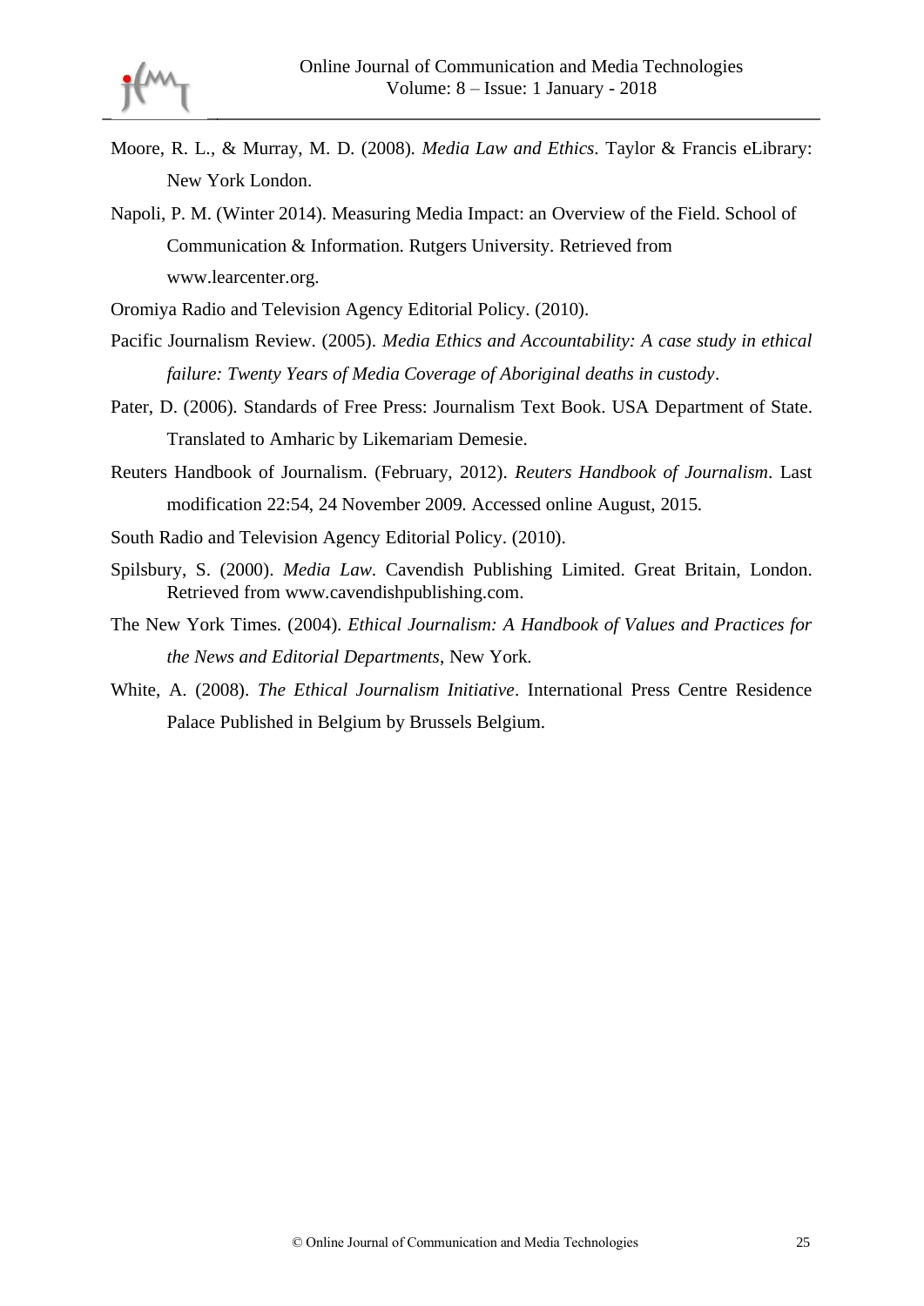Moore, R. L., & Murray, M. D. (2008). *Media Law and Ethics*. Taylor & Francis eLibrary: New York London.

Napoli, P. M. (Winter 2014). Measuring Media Impact: an Overview of the Field. School of Communication & Information. Rutgers University. Retrieved from www.learcenter.org.

Oromiya Radio and Television Agency Editorial Policy. (2010).

Pacific Journalism Review. (2005). *Media Ethics and Accountability: A case study in ethical failure: Twenty Years of Media Coverage of Aboriginal deaths in custody*.

Pater, D. (2006). Standards of Free Press: Journalism Text Book. USA Department of State. Translated to Amharic by Likemariam Demesie.

Reuters Handbook of Journalism. (February, 2012). *Reuters Handbook of Journalism*. Last modification 22:54, 24 November 2009. Accessed online August, 2015.

South Radio and Television Agency Editorial Policy. (2010).

Spilsbury, S. (2000). *Media Law*. Cavendish Publishing Limited. Great Britain, London. Retrieved from www.cavendishpublishing.com.

The New York Times. (2004). *Ethical Journalism: A Handbook of Values and Practices for the News and Editorial Departments*, New York.

White, A. (2008). *The Ethical Journalism Initiative*. International Press Centre Residence Palace Published in Belgium by Brussels Belgium.